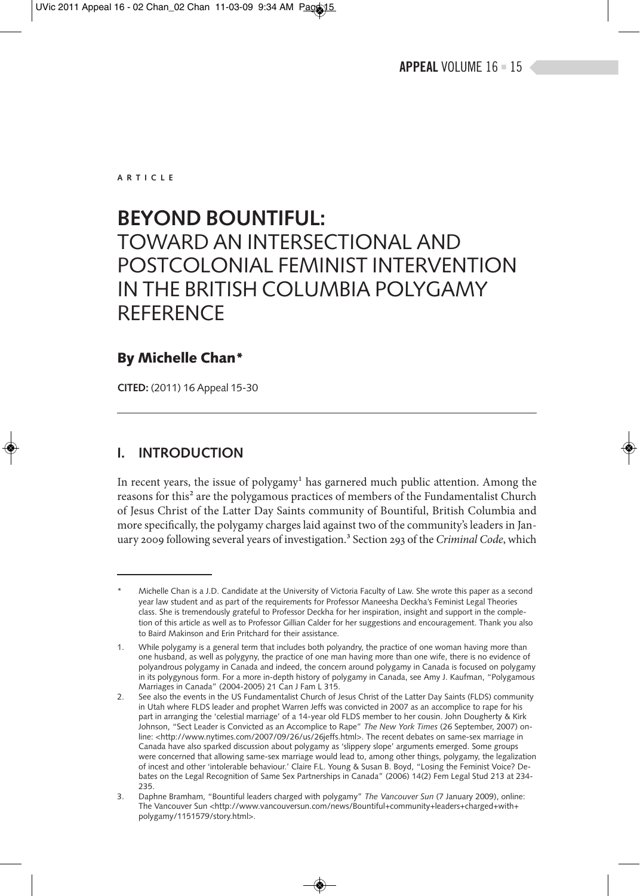ARTICLE

# BEYOND BOUNTIFUL: TOWARD AN INTERSECTIONAL AND POSTCOLONIAL FEMINIST INTERVENTION IN THE BRITISH COLUMBIA POLYGAMY REFERENCE

## By Michelle Chan*

**CITED:** (2011) 16 Appeal 15-30

## I. INTRODUCTION

In recent years, the issue of polygamy[1] has garnered much public attention. Among the reasons for this[2] are the polygamous practices of members of the Fundamentalist Church of Jesus Christ of the Latter Day Saints community of Bountiful, British Columbia and more specifically, the polygamy charges laid against two of the community's leaders in January 2009 following several years of investigation.[3] Section 293 of the *Criminal Code*, which

---

\* Michelle Chan is a J.D. Candidate at the University of Victoria Faculty of Law. She wrote this paper as a second year law student and as part of the requirements for Professor Maneesha Deckha's Feminist Legal Theories class. She is tremendously grateful to Professor Deckha for her inspiration, insight and support in the completion of this article as well as to Professor Gillian Calder for her suggestions and encouragement. Thank you also to Baird Makinson and Erin Pritchard for their assistance.

1. While polygamy is a general term that includes both polyandry, the practice of one woman having more than one husband, as well as polygyny, the practice of one man having more than one wife, there is no evidence of polyandrous polygamy in Canada and indeed, the concern around polygamy in Canada is focused on polygamy in its polygynous form. For a more in-depth history of polygamy in Canada, see Amy J. Kaufman, "Polygamous Marriages in Canada" (2004-2005) 21 Can J Fam L 315.

2. See also the events in the US Fundamentalist Church of Jesus Christ of the Latter Day Saints (FLDS) community in Utah where FLDS leader and prophet Warren Jeffs was convicted in 2007 as an accomplice to rape for his part in arranging the 'celestial marriage' of a 14-year old FLDS member to her cousin. John Dougherty & Kirk Johnson, "Sect Leader is Convicted as an Accomplice to Rape" *The New York Times* (26 September, 2007) online: <http://www.nytimes.com/2007/09/26/us/26jeffs.html>. The recent debates on same-sex marriage in Canada have also sparked discussion about polygamy as 'slippery slope' arguments emerged. Some groups were concerned that allowing same-sex marriage would lead to, among other things, polygamy, the legalization of incest and other 'intolerable behaviour.' Claire F.L. Young & Susan B. Boyd, "Losing the Feminist Voice? Debates on the Legal Recognition of Same Sex Partnerships in Canada" (2006) 14(2) Fem Legal Stud 213 at 234-235.

3. Daphne Bramham, "Bountiful leaders charged with polygamy" *The Vancouver Sun* (7 January 2009), online: The Vancouver Sun <http://www.vancouversun.com/news/Bountiful+community+leaders+charged+with+polygamy/1151579/story.html>.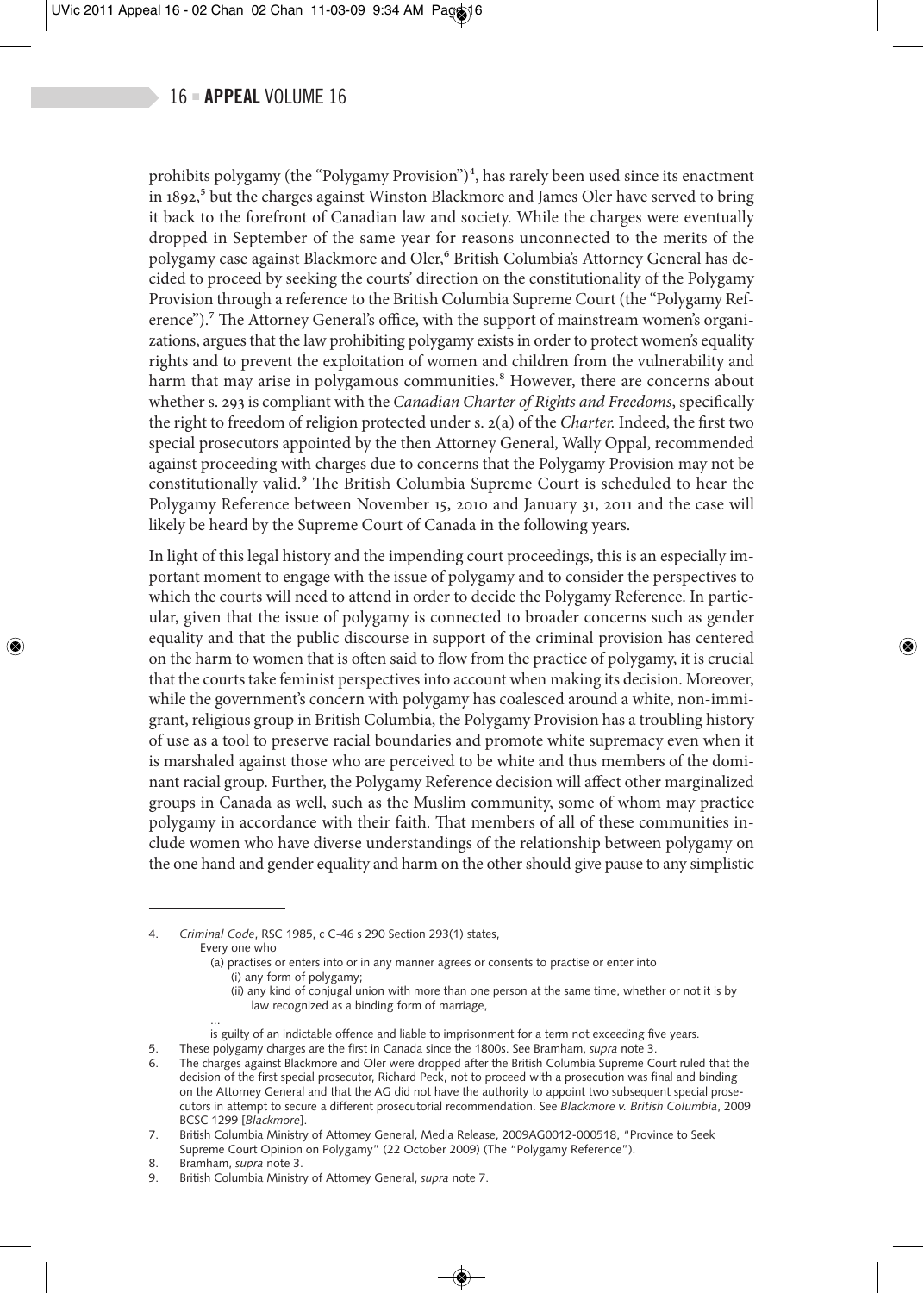prohibits polygamy (the "Polygamy Provision")[4], has rarely been used since its enactment in 1892,[5] but the charges against Winston Blackmore and James Oler have served to bring it back to the forefront of Canadian law and society. While the charges were eventually dropped in September of the same year for reasons unconnected to the merits of the polygamy case against Blackmore and Oler,[6] British Columbia's Attorney General has decided to proceed by seeking the courts' direction on the constitutionality of the Polygamy Provision through a reference to the British Columbia Supreme Court (the "Polygamy Reference").[7] The Attorney General's office, with the support of mainstream women's organizations, argues that the law prohibiting polygamy exists in order to protect women's equality rights and to prevent the exploitation of women and children from the vulnerability and harm that may arise in polygamous communities.[8] However, there are concerns about whether s. 293 is compliant with the *Canadian Charter of Rights and Freedoms*, specifically the right to freedom of religion protected under s. 2(a) of the *Charter*. Indeed, the first two special prosecutors appointed by the then Attorney General, Wally Oppal, recommended against proceeding with charges due to concerns that the Polygamy Provision may not be constitutionally valid.[9] The British Columbia Supreme Court is scheduled to hear the Polygamy Reference between November 15, 2010 and January 31, 2011 and the case will likely be heard by the Supreme Court of Canada in the following years.

In light of this legal history and the impending court proceedings, this is an especially important moment to engage with the issue of polygamy and to consider the perspectives to which the courts will need to attend in order to decide the Polygamy Reference. In particular, given that the issue of polygamy is connected to broader concerns such as gender equality and that the public discourse in support of the criminal provision has centered on the harm to women that is often said to flow from the practice of polygamy, it is crucial that the courts take feminist perspectives into account when making its decision. Moreover, while the government's concern with polygamy has coalesced around a white, non-immigrant, religious group in British Columbia, the Polygamy Provision has a troubling history of use as a tool to preserve racial boundaries and promote white supremacy even when it is marshaled against those who are perceived to be white and thus members of the dominant racial group. Further, the Polygamy Reference decision will affect other marginalized groups in Canada as well, such as the Muslim community, some of whom may practice polygamy in accordance with their faith. That members of all of these communities include women who have diverse understandings of the relationship between polygamy on the one hand and gender equality and harm on the other should give pause to any simplistic

---

4. *Criminal Code*, RSC 1985, c C-46 s 290 Section 293(1) states,
   Every one who
   (a) practises or enters into or in any manner agrees or consents to practise or enter into
   (i) any form of polygamy;
   (ii) any kind of conjugal union with more than one person at the same time, whether or not it is by law recognized as a binding form of marriage,
   …
   is guilty of an indictable offence and liable to imprisonment for a term not exceeding five years.
5. These polygamy charges are the first in Canada since the 1800s. See Bramham, *supra* note 3.
6. The charges against Blackmore and Oler were dropped after the British Columbia Supreme Court ruled that the decision of the first special prosecutor, Richard Peck, not to proceed with a prosecution was final and binding on the Attorney General and that the AG did not have the authority to appoint two subsequent special prosecutors in attempt to secure a different prosecutorial recommendation. See *Blackmore v. British Columbia*, 2009 BCSC 1299 [*Blackmore*].
7. British Columbia Ministry of Attorney General, Media Release, 2009AG0012-000518, "Province to Seek Supreme Court Opinion on Polygamy" (22 October 2009) (The "Polygamy Reference").
8. Bramham, *supra* note 3.
9. British Columbia Ministry of Attorney General, *supra* note 7.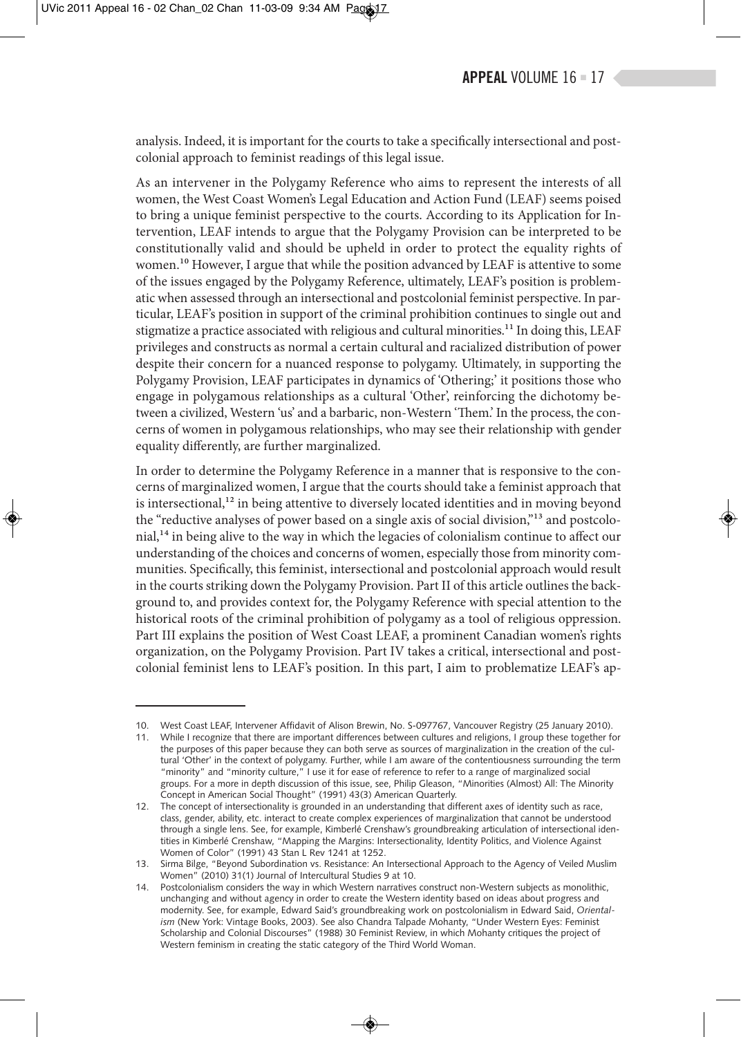analysis. Indeed, it is important for the courts to take a specifically intersectional and postcolonial approach to feminist readings of this legal issue.

As an intervener in the Polygamy Reference who aims to represent the interests of all women, the West Coast Women's Legal Education and Action Fund (LEAF) seems poised to bring a unique feminist perspective to the courts. According to its Application for Intervention, LEAF intends to argue that the Polygamy Provision can be interpreted to be constitutionally valid and should be upheld in order to protect the equality rights of women.[10] However, I argue that while the position advanced by LEAF is attentive to some of the issues engaged by the Polygamy Reference, ultimately, LEAF's position is problematic when assessed through an intersectional and postcolonial feminist perspective. In particular, LEAF's position in support of the criminal prohibition continues to single out and stigmatize a practice associated with religious and cultural minorities.[11] In doing this, LEAF privileges and constructs as normal a certain cultural and racialized distribution of power despite their concern for a nuanced response to polygamy. Ultimately, in supporting the Polygamy Provision, LEAF participates in dynamics of 'Othering;' it positions those who engage in polygamous relationships as a cultural 'Other', reinforcing the dichotomy between a civilized, Western 'us' and a barbaric, non-Western 'Them.' In the process, the concerns of women in polygamous relationships, who may see their relationship with gender equality differently, are further marginalized.

In order to determine the Polygamy Reference in a manner that is responsive to the concerns of marginalized women, I argue that the courts should take a feminist approach that is intersectional,[12] in being attentive to diversely located identities and in moving beyond the "reductive analyses of power based on a single axis of social division,"[13] and postcolonial,[14] in being alive to the way in which the legacies of colonialism continue to affect our understanding of the choices and concerns of women, especially those from minority communities. Specifically, this feminist, intersectional and postcolonial approach would result in the courts striking down the Polygamy Provision. Part II of this article outlines the background to, and provides context for, the Polygamy Reference with special attention to the historical roots of the criminal prohibition of polygamy as a tool of religious oppression. Part III explains the position of West Coast LEAF, a prominent Canadian women's rights organization, on the Polygamy Provision. Part IV takes a critical, intersectional and postcolonial feminist lens to LEAF's position. In this part, I aim to problematize LEAF's ap-

---

10. West Coast LEAF, Intervener Affidavit of Alison Brewin, No. S-097767, Vancouver Registry (25 January 2010).
11. While I recognize that there are important differences between cultures and religions, I group these together for the purposes of this paper because they can both serve as sources of marginalization in the creation of the cultural 'Other' in the context of polygamy. Further, while I am aware of the contentiousness surrounding the term "minority" and "minority culture," I use it for ease of reference to refer to a range of marginalized social groups. For a more in depth discussion of this issue, see, Philip Gleason, "Minorities (Almost) All: The Minority Concept in American Social Thought" (1991) 43(3) American Quarterly.
12. The concept of intersectionality is grounded in an understanding that different axes of identity such as race, class, gender, ability, etc. interact to create complex experiences of marginalization that cannot be understood through a single lens. See, for example, Kimberlé Crenshaw's groundbreaking articulation of intersectional identities in Kimberlé Crenshaw, "Mapping the Margins: Intersectionality, Identity Politics, and Violence Against Women of Color" (1991) 43 Stan L Rev 1241 at 1252.
13. Sirma Bilge, "Beyond Subordination vs. Resistance: An Intersectional Approach to the Agency of Veiled Muslim Women" (2010) 31(1) Journal of Intercultural Studies 9 at 10.
14. Postcolonialism considers the way in which Western narratives construct non-Western subjects as monolithic, unchanging and without agency in order to create the Western identity based on ideas about progress and modernity. See, for example, Edward Said's groundbreaking work on postcolonialism in Edward Said, *Orientalism* (New York: Vintage Books, 2003). See also Chandra Talpade Mohanty, "Under Western Eyes: Feminist Scholarship and Colonial Discourses" (1988) 30 Feminist Review, in which Mohanty critiques the project of Western feminism in creating the static category of the Third World Woman.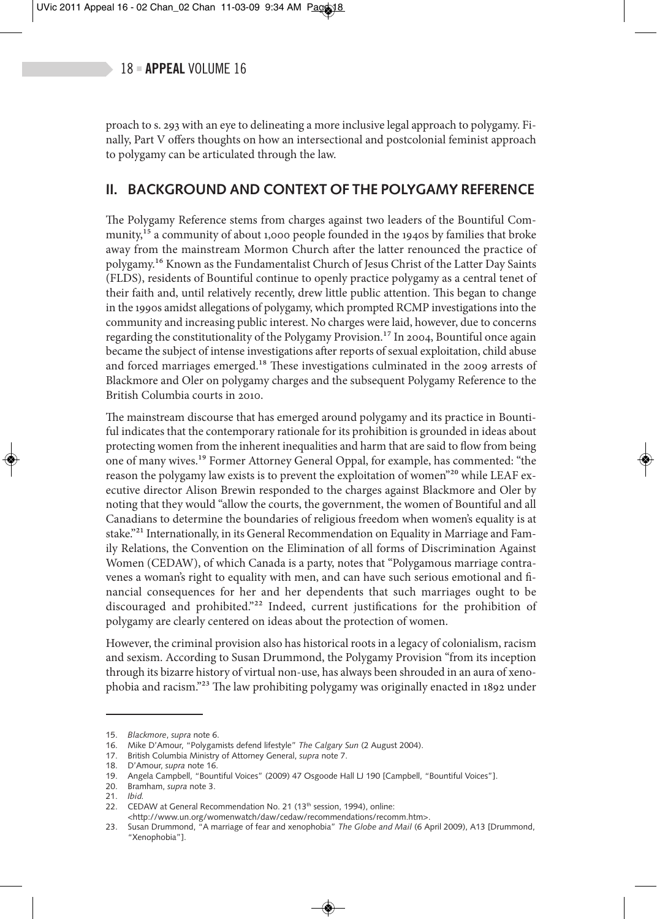proach to s. 293 with an eye to delineating a more inclusive legal approach to polygamy. Finally, Part V offers thoughts on how an intersectional and postcolonial feminist approach to polygamy can be articulated through the law.

## II. BACKGROUND AND CONTEXT OF THE POLYGAMY REFERENCE

The Polygamy Reference stems from charges against two leaders of the Bountiful Community,[15] a community of about 1,000 people founded in the 1940s by families that broke away from the mainstream Mormon Church after the latter renounced the practice of polygamy.[16] Known as the Fundamentalist Church of Jesus Christ of the Latter Day Saints (FLDS), residents of Bountiful continue to openly practice polygamy as a central tenet of their faith and, until relatively recently, drew little public attention. This began to change in the 1990s amidst allegations of polygamy, which prompted RCMP investigations into the community and increasing public interest. No charges were laid, however, due to concerns regarding the constitutionality of the Polygamy Provision.[17] In 2004, Bountiful once again became the subject of intense investigations after reports of sexual exploitation, child abuse and forced marriages emerged.[18] These investigations culminated in the 2009 arrests of Blackmore and Oler on polygamy charges and the subsequent Polygamy Reference to the British Columbia courts in 2010.

The mainstream discourse that has emerged around polygamy and its practice in Bountiful indicates that the contemporary rationale for its prohibition is grounded in ideas about protecting women from the inherent inequalities and harm that are said to flow from being one of many wives.[19] Former Attorney General Oppal, for example, has commented: "the reason the polygamy law exists is to prevent the exploitation of women"[20] while LEAF executive director Alison Brewin responded to the charges against Blackmore and Oler by noting that they would "allow the courts, the government, the women of Bountiful and all Canadians to determine the boundaries of religious freedom when women's equality is at stake."[21] Internationally, in its General Recommendation on Equality in Marriage and Family Relations, the Convention on the Elimination of all forms of Discrimination Against Women (CEDAW), of which Canada is a party, notes that "Polygamous marriage contravenes a woman's right to equality with men, and can have such serious emotional and financial consequences for her and her dependents that such marriages ought to be discouraged and prohibited."[22] Indeed, current justifications for the prohibition of polygamy are clearly centered on ideas about the protection of women.

However, the criminal provision also has historical roots in a legacy of colonialism, racism and sexism. According to Susan Drummond, the Polygamy Provision "from its inception through its bizarre history of virtual non-use, has always been shrouded in an aura of xenophobia and racism."[23] The law prohibiting polygamy was originally enacted in 1892 under

---

15. *Blackmore*, *supra* note 6.
16. Mike D'Amour, "Polygamists defend lifestyle" *The Calgary Sun* (2 August 2004).
17. British Columbia Ministry of Attorney General, *supra* note 7.
18. D'Amour, *supra* note 16.
19. Angela Campbell, "Bountiful Voices" (2009) 47 Osgoode Hall LJ 190 [Campbell, "Bountiful Voices"].
20. Bramham, *supra* note 3.
21. *Ibid.*
22. CEDAW at General Recommendation No. 21 (13th session, 1994), online: <http://www.un.org/womenwatch/daw/cedaw/recommendations/recomm.htm>.
23. Susan Drummond, "A marriage of fear and xenophobia" *The Globe and Mail* (6 April 2009), A13 [Drummond, "Xenophobia"].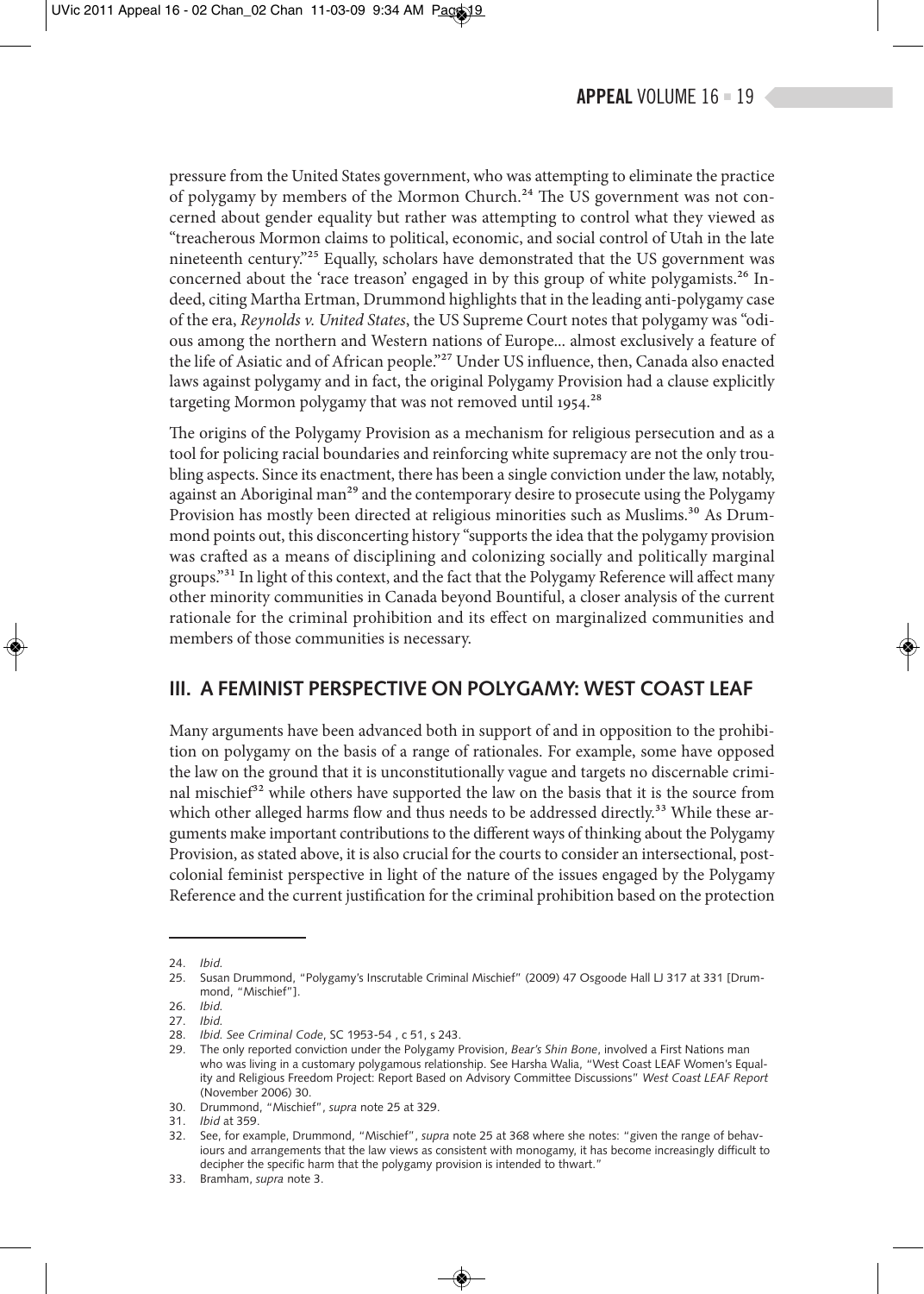pressure from the United States government, who was attempting to eliminate the practice of polygamy by members of the Mormon Church.[24] The US government was not concerned about gender equality but rather was attempting to control what they viewed as "treacherous Mormon claims to political, economic, and social control of Utah in the late nineteenth century."[25] Equally, scholars have demonstrated that the US government was concerned about the 'race treason' engaged in by this group of white polygamists.[26] Indeed, citing Martha Ertman, Drummond highlights that in the leading anti-polygamy case of the era, *Reynolds v. United States*, the US Supreme Court notes that polygamy was "odious among the northern and Western nations of Europe... almost exclusively a feature of the life of Asiatic and of African people."[27] Under US influence, then, Canada also enacted laws against polygamy and in fact, the original Polygamy Provision had a clause explicitly targeting Mormon polygamy that was not removed until 1954.[28]

The origins of the Polygamy Provision as a mechanism for religious persecution and as a tool for policing racial boundaries and reinforcing white supremacy are not the only troubling aspects. Since its enactment, there has been a single conviction under the law, notably, against an Aboriginal man[29] and the contemporary desire to prosecute using the Polygamy Provision has mostly been directed at religious minorities such as Muslims.[30] As Drummond points out, this disconcerting history "supports the idea that the polygamy provision was crafted as a means of disciplining and colonizing socially and politically marginal groups."[31] In light of this context, and the fact that the Polygamy Reference will affect many other minority communities in Canada beyond Bountiful, a closer analysis of the current rationale for the criminal prohibition and its effect on marginalized communities and members of those communities is necessary.

## III. A FEMINIST PERSPECTIVE ON POLYGAMY: WEST COAST LEAF

Many arguments have been advanced both in support of and in opposition to the prohibition on polygamy on the basis of a range of rationales. For example, some have opposed the law on the ground that it is unconstitutionally vague and targets no discernable criminal mischief[32] while others have supported the law on the basis that it is the source from which other alleged harms flow and thus needs to be addressed directly.[33] While these arguments make important contributions to the different ways of thinking about the Polygamy Provision, as stated above, it is also crucial for the courts to consider an intersectional, postcolonial feminist perspective in light of the nature of the issues engaged by the Polygamy Reference and the current justification for the criminal prohibition based on the protection

---

24. *Ibid.*
25. Susan Drummond, "Polygamy's Inscrutable Criminal Mischief" (2009) 47 Osgoode Hall LJ 317 at 331 [Drummond, "Mischief"].
26. *Ibid.*
27. *Ibid.*
28. *Ibid. See Criminal Code*, SC 1953-54 , c 51, s 243.
29. The only reported conviction under the Polygamy Provision, *Bear's Shin Bone*, involved a First Nations man who was living in a customary polygamous relationship. See Harsha Walia, "West Coast LEAF Women's Equality and Religious Freedom Project: Report Based on Advisory Committee Discussions" *West Coast LEAF Report* (November 2006) 30.
30. Drummond, "Mischief", *supra* note 25 at 329.
31. *Ibid* at 359.
32. See, for example, Drummond, "Mischief", *supra* note 25 at 368 where she notes: "given the range of behaviours and arrangements that the law views as consistent with monogamy, it has become increasingly difficult to decipher the specific harm that the polygamy provision is intended to thwart."
33. Bramham, *supra* note 3.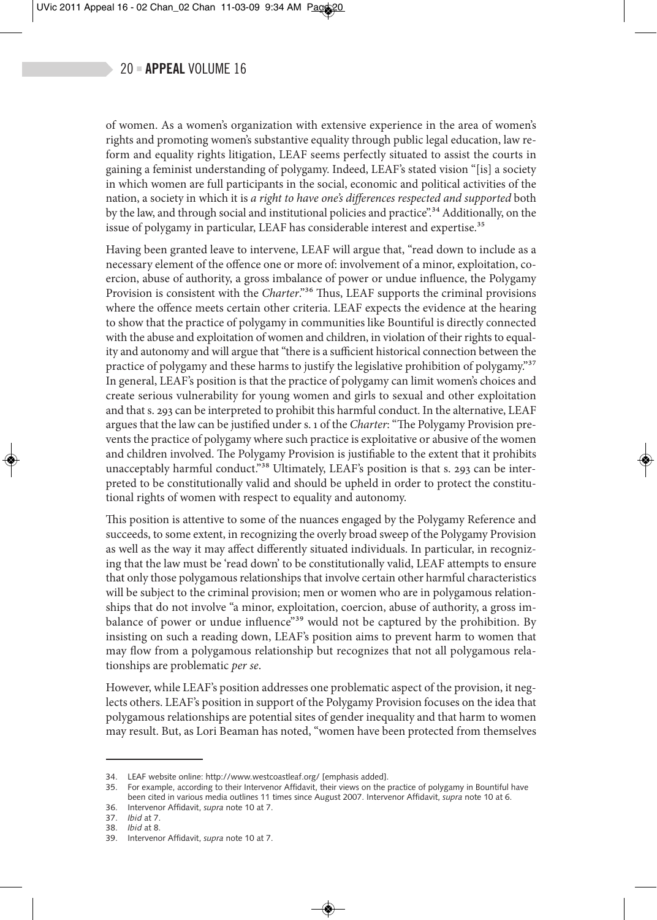of women. As a women's organization with extensive experience in the area of women's rights and promoting women's substantive equality through public legal education, law reform and equality rights litigation, LEAF seems perfectly situated to assist the courts in gaining a feminist understanding of polygamy. Indeed, LEAF's stated vision "[is] a society in which women are full participants in the social, economic and political activities of the nation, a society in which it is *a right to have one's differences respected and supported* both by the law, and through social and institutional policies and practice".[34] Additionally, on the issue of polygamy in particular, LEAF has considerable interest and expertise.[35]

Having been granted leave to intervene, LEAF will argue that, "read down to include as a necessary element of the offence one or more of: involvement of a minor, exploitation, coercion, abuse of authority, a gross imbalance of power or undue influence, the Polygamy Provision is consistent with the *Charter*."[36] Thus, LEAF supports the criminal provisions where the offence meets certain other criteria. LEAF expects the evidence at the hearing to show that the practice of polygamy in communities like Bountiful is directly connected with the abuse and exploitation of women and children, in violation of their rights to equality and autonomy and will argue that "there is a sufficient historical connection between the practice of polygamy and these harms to justify the legislative prohibition of polygamy."[37] In general, LEAF's position is that the practice of polygamy can limit women's choices and create serious vulnerability for young women and girls to sexual and other exploitation and that s. 293 can be interpreted to prohibit this harmful conduct. In the alternative, LEAF argues that the law can be justified under s. 1 of the *Charter*: "The Polygamy Provision prevents the practice of polygamy where such practice is exploitative or abusive of the women and children involved. The Polygamy Provision is justifiable to the extent that it prohibits unacceptably harmful conduct."[38] Ultimately, LEAF's position is that s. 293 can be interpreted to be constitutionally valid and should be upheld in order to protect the constitutional rights of women with respect to equality and autonomy.

This position is attentive to some of the nuances engaged by the Polygamy Reference and succeeds, to some extent, in recognizing the overly broad sweep of the Polygamy Provision as well as the way it may affect differently situated individuals. In particular, in recognizing that the law must be 'read down' to be constitutionally valid, LEAF attempts to ensure that only those polygamous relationships that involve certain other harmful characteristics will be subject to the criminal provision; men or women who are in polygamous relationships that do not involve "a minor, exploitation, coercion, abuse of authority, a gross imbalance of power or undue influence"[39] would not be captured by the prohibition. By insisting on such a reading down, LEAF's position aims to prevent harm to women that may flow from a polygamous relationship but recognizes that not all polygamous relationships are problematic *per se*.

However, while LEAF's position addresses one problematic aspect of the provision, it neglects others. LEAF's position in support of the Polygamy Provision focuses on the idea that polygamous relationships are potential sites of gender inequality and that harm to women may result. But, as Lori Beaman has noted, "women have been protected from themselves

---

34. LEAF website online: http://www.westcoastleaf.org/ [emphasis added].
35. For example, according to their Intervenor Affidavit, their views on the practice of polygamy in Bountiful have been cited in various media outlines 11 times since August 2007. Intervenor Affidavit, *supra* note 10 at 6.
36. Intervenor Affidavit, *supra* note 10 at 7.
37. *Ibid* at 7.
38. *Ibid* at 8.
39. Intervenor Affidavit, *supra* note 10 at 7.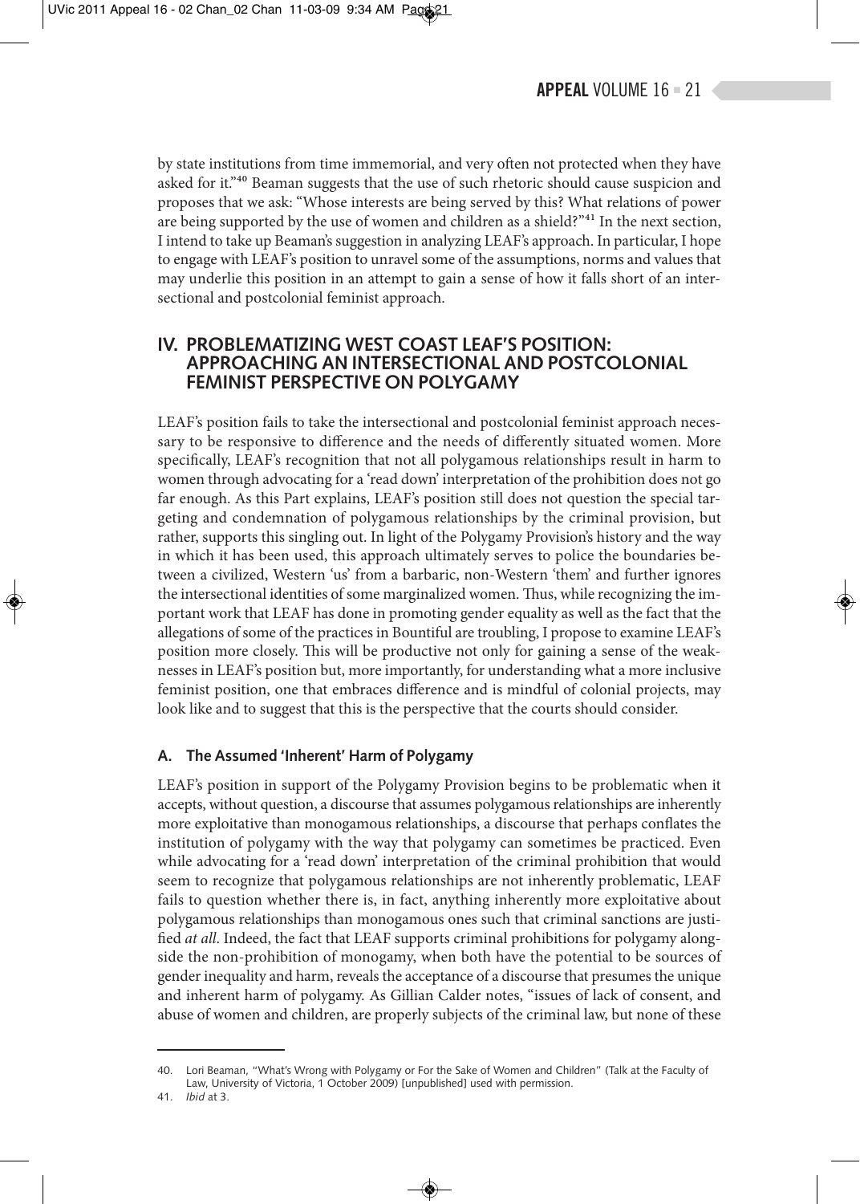by state institutions from time immemorial, and very often not protected when they have asked for it."[40] Beaman suggests that the use of such rhetoric should cause suspicion and proposes that we ask: "Whose interests are being served by this? What relations of power are being supported by the use of women and children as a shield?"[41] In the next section, I intend to take up Beaman's suggestion in analyzing LEAF's approach. In particular, I hope to engage with LEAF's position to unravel some of the assumptions, norms and values that may underlie this position in an attempt to gain a sense of how it falls short of an intersectional and postcolonial feminist approach.

## IV. PROBLEMATIZING WEST COAST LEAF'S POSITION: APPROACHING AN INTERSECTIONAL AND POSTCOLONIAL FEMINIST PERSPECTIVE ON POLYGAMY

LEAF's position fails to take the intersectional and postcolonial feminist approach necessary to be responsive to difference and the needs of differently situated women. More specifically, LEAF's recognition that not all polygamous relationships result in harm to women through advocating for a 'read down' interpretation of the prohibition does not go far enough. As this Part explains, LEAF's position still does not question the special targeting and condemnation of polygamous relationships by the criminal provision, but rather, supports this singling out. In light of the Polygamy Provision's history and the way in which it has been used, this approach ultimately serves to police the boundaries between a civilized, Western 'us' from a barbaric, non-Western 'them' and further ignores the intersectional identities of some marginalized women. Thus, while recognizing the important work that LEAF has done in promoting gender equality as well as the fact that the allegations of some of the practices in Bountiful are troubling, I propose to examine LEAF's position more closely. This will be productive not only for gaining a sense of the weaknesses in LEAF's position but, more importantly, for understanding what a more inclusive feminist position, one that embraces difference and is mindful of colonial projects, may look like and to suggest that this is the perspective that the courts should consider.

### A. The Assumed 'Inherent' Harm of Polygamy

LEAF's position in support of the Polygamy Provision begins to be problematic when it accepts, without question, a discourse that assumes polygamous relationships are inherently more exploitative than monogamous relationships, a discourse that perhaps conflates the institution of polygamy with the way that polygamy can sometimes be practiced. Even while advocating for a 'read down' interpretation of the criminal prohibition that would seem to recognize that polygamous relationships are not inherently problematic, LEAF fails to question whether there is, in fact, anything inherently more exploitative about polygamous relationships than monogamous ones such that criminal sanctions are justified *at all*. Indeed, the fact that LEAF supports criminal prohibitions for polygamy alongside the non-prohibition of monogamy, when both have the potential to be sources of gender inequality and harm, reveals the acceptance of a discourse that presumes the unique and inherent harm of polygamy. As Gillian Calder notes, "issues of lack of consent, and abuse of women and children, are properly subjects of the criminal law, but none of these

---

40. Lori Beaman, "What's Wrong with Polygamy or For the Sake of Women and Children" (Talk at the Faculty of Law, University of Victoria, 1 October 2009) [unpublished] used with permission.

41. *Ibid* at 3.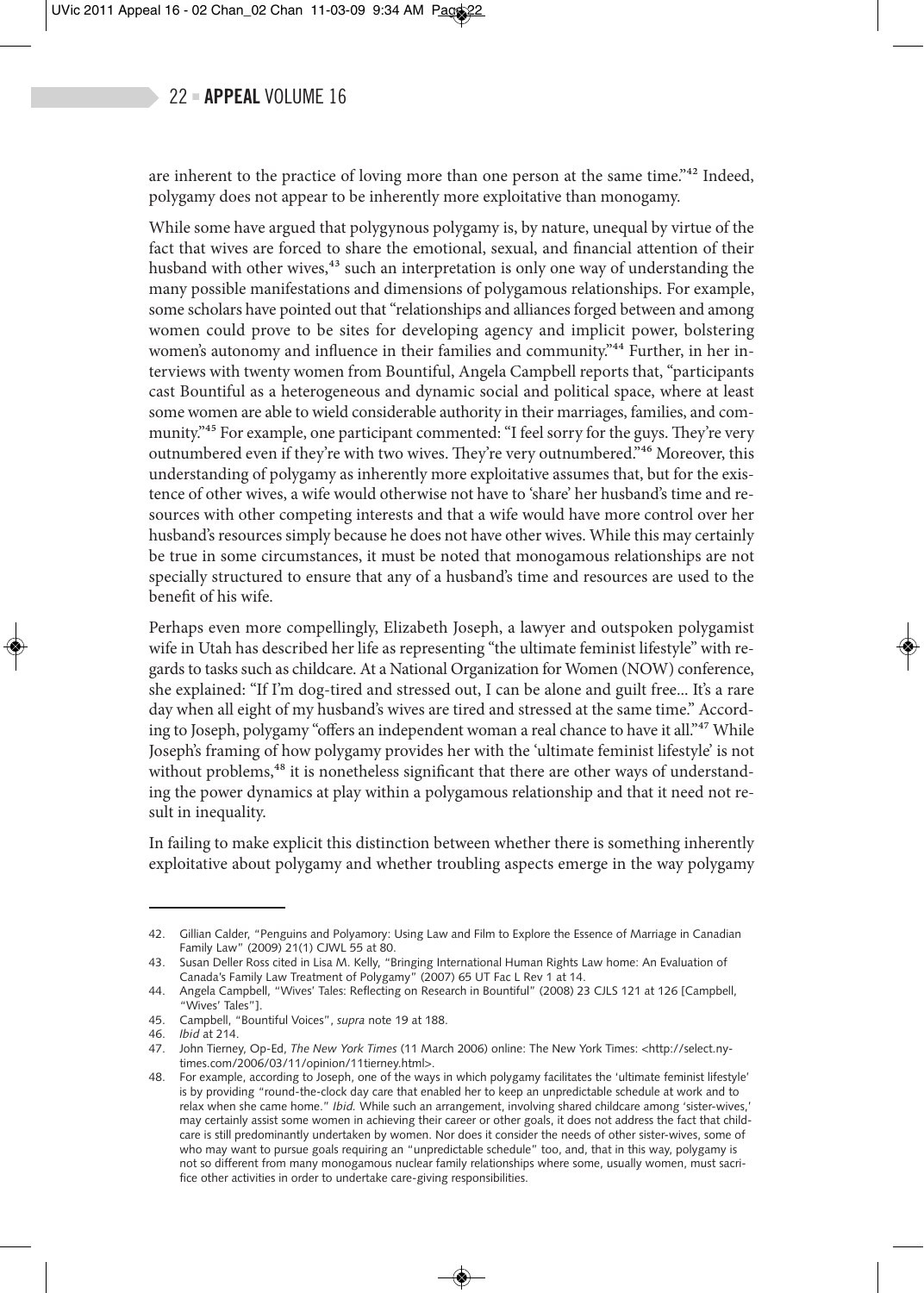are inherent to the practice of loving more than one person at the same time."[42] Indeed, polygamy does not appear to be inherently more exploitative than monogamy.

While some have argued that polygynous polygamy is, by nature, unequal by virtue of the fact that wives are forced to share the emotional, sexual, and financial attention of their husband with other wives,[43] such an interpretation is only one way of understanding the many possible manifestations and dimensions of polygamous relationships. For example, some scholars have pointed out that "relationships and alliances forged between and among women could prove to be sites for developing agency and implicit power, bolstering women's autonomy and influence in their families and community."[44] Further, in her interviews with twenty women from Bountiful, Angela Campbell reports that, "participants cast Bountiful as a heterogeneous and dynamic social and political space, where at least some women are able to wield considerable authority in their marriages, families, and community."[45] For example, one participant commented: "I feel sorry for the guys. They're very outnumbered even if they're with two wives. They're very outnumbered."[46] Moreover, this understanding of polygamy as inherently more exploitative assumes that, but for the existence of other wives, a wife would otherwise not have to 'share' her husband's time and resources with other competing interests and that a wife would have more control over her husband's resources simply because he does not have other wives. While this may certainly be true in some circumstances, it must be noted that monogamous relationships are not specially structured to ensure that any of a husband's time and resources are used to the benefit of his wife.

Perhaps even more compellingly, Elizabeth Joseph, a lawyer and outspoken polygamist wife in Utah has described her life as representing "the ultimate feminist lifestyle" with regards to tasks such as childcare. At a National Organization for Women (NOW) conference, she explained: "If I'm dog-tired and stressed out, I can be alone and guilt free... It's a rare day when all eight of my husband's wives are tired and stressed at the same time." According to Joseph, polygamy "offers an independent woman a real chance to have it all."[47] While Joseph's framing of how polygamy provides her with the 'ultimate feminist lifestyle' is not without problems,[48] it is nonetheless significant that there are other ways of understanding the power dynamics at play within a polygamous relationship and that it need not result in inequality.

In failing to make explicit this distinction between whether there is something inherently exploitative about polygamy and whether troubling aspects emerge in the way polygamy

---

42. Gillian Calder, "Penguins and Polyamory: Using Law and Film to Explore the Essence of Marriage in Canadian Family Law" (2009) 21(1) CJWL 55 at 80.
43. Susan Deller Ross cited in Lisa M. Kelly, "Bringing International Human Rights Law home: An Evaluation of Canada's Family Law Treatment of Polygamy" (2007) 65 UT Fac L Rev 1 at 14.
44. Angela Campbell, "Wives' Tales: Reflecting on Research in Bountiful" (2008) 23 CJLS 121 at 126 [Campbell, "Wives' Tales"].
45. Campbell, "Bountiful Voices", *supra* note 19 at 188.
46. *Ibid* at 214.
47. John Tierney, Op-Ed, *The New York Times* (11 March 2006) online: The New York Times: <http://select.nytimes.com/2006/03/11/opinion/11tierney.html>.
48. For example, according to Joseph, one of the ways in which polygamy facilitates the 'ultimate feminist lifestyle' is by providing "round-the-clock day care that enabled her to keep an unpredictable schedule at work and to relax when she came home." *Ibid.* While such an arrangement, involving shared childcare among 'sister-wives,' may certainly assist some women in achieving their career or other goals, it does not address the fact that childcare is still predominantly undertaken by women. Nor does it consider the needs of other sister-wives, some of who may want to pursue goals requiring an "unpredictable schedule" too, and, that in this way, polygamy is not so different from many monogamous nuclear family relationships where some, usually women, must sacrifice other activities in order to undertake care-giving responsibilities.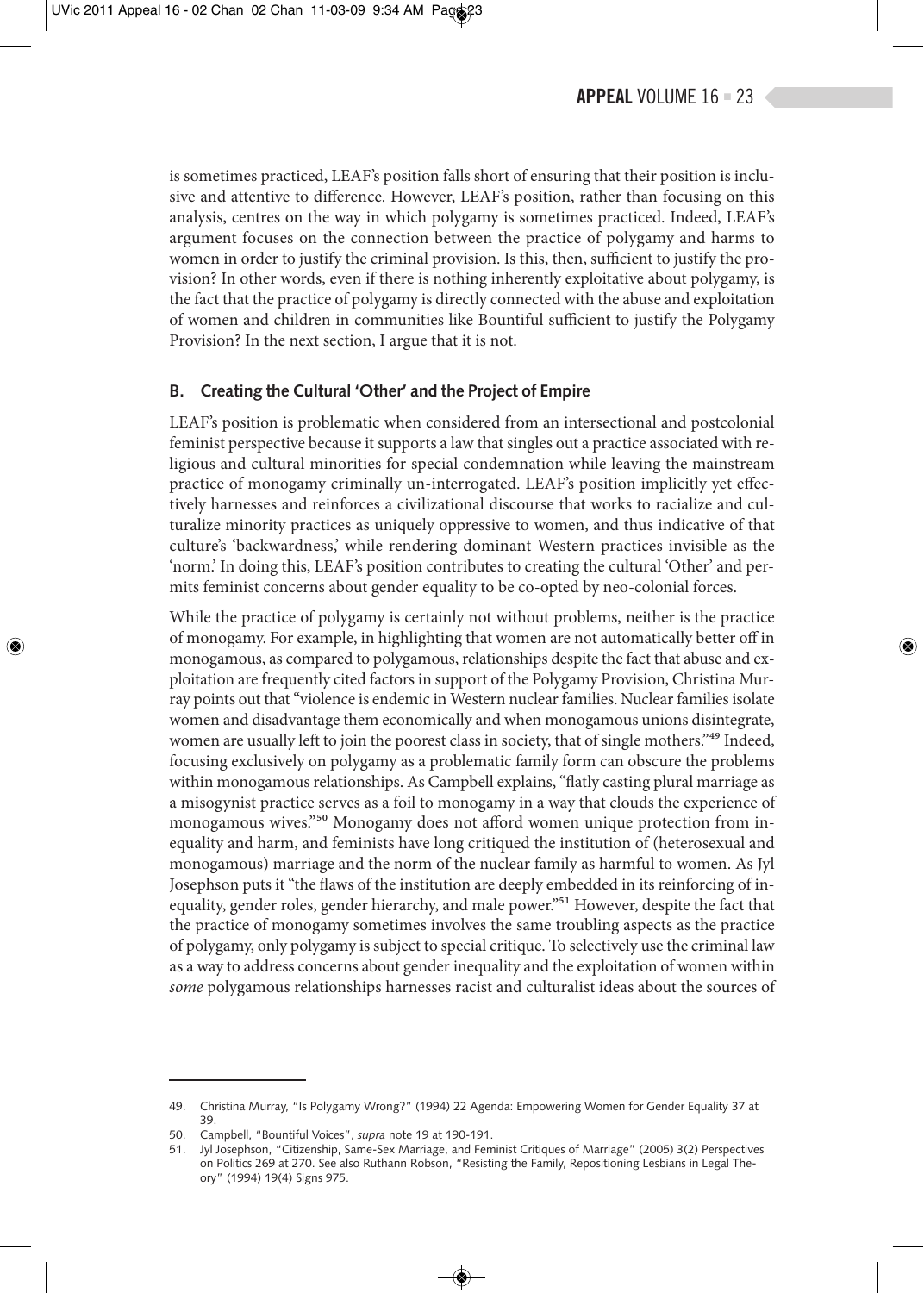is sometimes practiced, LEAF's position falls short of ensuring that their position is inclusive and attentive to difference. However, LEAF's position, rather than focusing on this analysis, centres on the way in which polygamy is sometimes practiced. Indeed, LEAF's argument focuses on the connection between the practice of polygamy and harms to women in order to justify the criminal provision. Is this, then, sufficient to justify the provision? In other words, even if there is nothing inherently exploitative about polygamy, is the fact that the practice of polygamy is directly connected with the abuse and exploitation of women and children in communities like Bountiful sufficient to justify the Polygamy Provision? In the next section, I argue that it is not.

### B. Creating the Cultural 'Other' and the Project of Empire

LEAF's position is problematic when considered from an intersectional and postcolonial feminist perspective because it supports a law that singles out a practice associated with religious and cultural minorities for special condemnation while leaving the mainstream practice of monogamy criminally un-interrogated. LEAF's position implicitly yet effectively harnesses and reinforces a civilizational discourse that works to racialize and culturalize minority practices as uniquely oppressive to women, and thus indicative of that culture's 'backwardness,' while rendering dominant Western practices invisible as the 'norm.' In doing this, LEAF's position contributes to creating the cultural 'Other' and permits feminist concerns about gender equality to be co-opted by neo-colonial forces.

While the practice of polygamy is certainly not without problems, neither is the practice of monogamy. For example, in highlighting that women are not automatically better off in monogamous, as compared to polygamous, relationships despite the fact that abuse and exploitation are frequently cited factors in support of the Polygamy Provision, Christina Murray points out that "violence is endemic in Western nuclear families. Nuclear families isolate women and disadvantage them economically and when monogamous unions disintegrate, women are usually left to join the poorest class in society, that of single mothers."[49] Indeed, focusing exclusively on polygamy as a problematic family form can obscure the problems within monogamous relationships. As Campbell explains, "flatly casting plural marriage as a misogynist practice serves as a foil to monogamy in a way that clouds the experience of monogamous wives."[50] Monogamy does not afford women unique protection from inequality and harm, and feminists have long critiqued the institution of (heterosexual and monogamous) marriage and the norm of the nuclear family as harmful to women. As Jyl Josephson puts it "the flaws of the institution are deeply embedded in its reinforcing of inequality, gender roles, gender hierarchy, and male power."[51] However, despite the fact that the practice of monogamy sometimes involves the same troubling aspects as the practice of polygamy, only polygamy is subject to special critique. To selectively use the criminal law as a way to address concerns about gender inequality and the exploitation of women within *some* polygamous relationships harnesses racist and culturalist ideas about the sources of

---

49. Christina Murray, "Is Polygamy Wrong?" (1994) 22 Agenda: Empowering Women for Gender Equality 37 at 39.

50. Campbell, "Bountiful Voices", *supra* note 19 at 190-191.

51. Jyl Josephson, "Citizenship, Same-Sex Marriage, and Feminist Critiques of Marriage" (2005) 3(2) Perspectives on Politics 269 at 270. See also Ruthann Robson, "Resisting the Family, Repositioning Lesbians in Legal Theory" (1994) 19(4) Signs 975.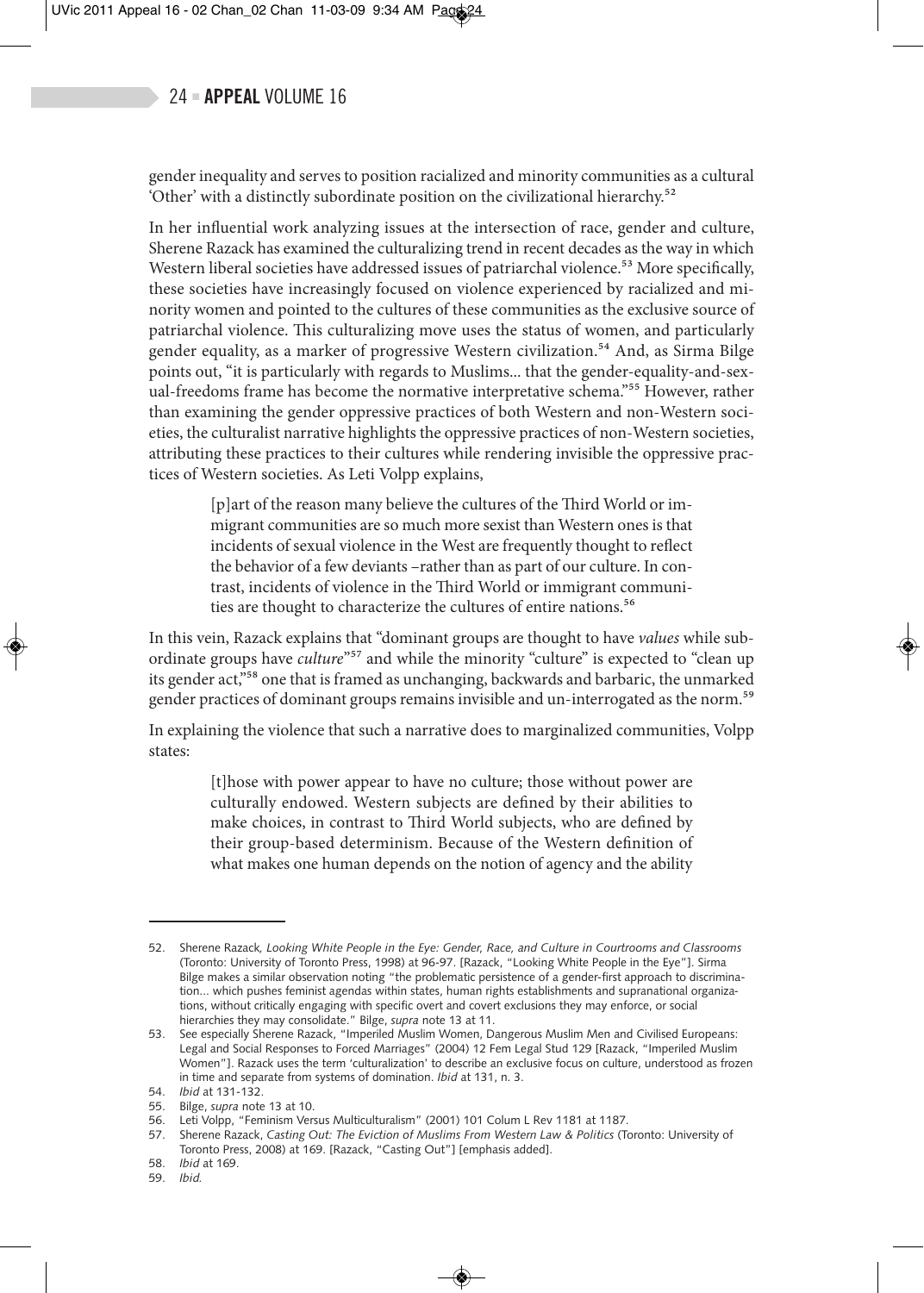gender inequality and serves to position racialized and minority communities as a cultural 'Other' with a distinctly subordinate position on the civilizational hierarchy.[52]

In her influential work analyzing issues at the intersection of race, gender and culture, Sherene Razack has examined the culturalizing trend in recent decades as the way in which Western liberal societies have addressed issues of patriarchal violence.[53] More specifically, these societies have increasingly focused on violence experienced by racialized and minority women and pointed to the cultures of these communities as the exclusive source of patriarchal violence. This culturalizing move uses the status of women, and particularly gender equality, as a marker of progressive Western civilization.[54] And, as Sirma Bilge points out, "it is particularly with regards to Muslims... that the gender-equality-and-sexual-freedoms frame has become the normative interpretative schema."[55] However, rather than examining the gender oppressive practices of both Western and non-Western societies, the culturalist narrative highlights the oppressive practices of non-Western societies, attributing these practices to their cultures while rendering invisible the oppressive practices of Western societies. As Leti Volpp explains,

> [p]art of the reason many believe the cultures of the Third World or immigrant communities are so much more sexist than Western ones is that incidents of sexual violence in the West are frequently thought to reflect the behavior of a few deviants –rather than as part of our culture. In contrast, incidents of violence in the Third World or immigrant communities are thought to characterize the cultures of entire nations.[56]

In this vein, Razack explains that "dominant groups are thought to have *values* while subordinate groups have *culture*"[57] and while the minority "culture" is expected to "clean up its gender act,"[58] one that is framed as unchanging, backwards and barbaric, the unmarked gender practices of dominant groups remains invisible and un-interrogated as the norm.[59]

In explaining the violence that such a narrative does to marginalized communities, Volpp states:

> [t]hose with power appear to have no culture; those without power are culturally endowed. Western subjects are defined by their abilities to make choices, in contrast to Third World subjects, who are defined by their group-based determinism. Because of the Western definition of what makes one human depends on the notion of agency and the ability

---

52. Sherene Razack*, Looking White People in the Eye: Gender, Race, and Culture in Courtrooms and Classrooms* (Toronto: University of Toronto Press, 1998) at 96-97. [Razack, "Looking White People in the Eye"]. Sirma Bilge makes a similar observation noting "the problematic persistence of a gender-first approach to discrimination... which pushes feminist agendas within states, human rights establishments and supranational organizations, without critically engaging with specific overt and covert exclusions they may enforce, or social hierarchies they may consolidate." Bilge, *supra* note 13 at 11.
53. See especially Sherene Razack, "Imperiled Muslim Women, Dangerous Muslim Men and Civilised Europeans: Legal and Social Responses to Forced Marriages" (2004) 12 Fem Legal Stud 129 [Razack, "Imperiled Muslim Women"]. Razack uses the term 'culturalization' to describe an exclusive focus on culture, understood as frozen in time and separate from systems of domination. *Ibid* at 131, n. 3.
54. *Ibid* at 131-132.
55. Bilge, *supra* note 13 at 10.
56. Leti Volpp, "Feminism Versus Multiculturalism" (2001) 101 Colum L Rev 1181 at 1187.
57. Sherene Razack, *Casting Out: The Eviction of Muslims From Western Law & Politics* (Toronto: University of Toronto Press, 2008) at 169. [Razack, "Casting Out"] [emphasis added].
58. *Ibid* at 169.
59. *Ibid.*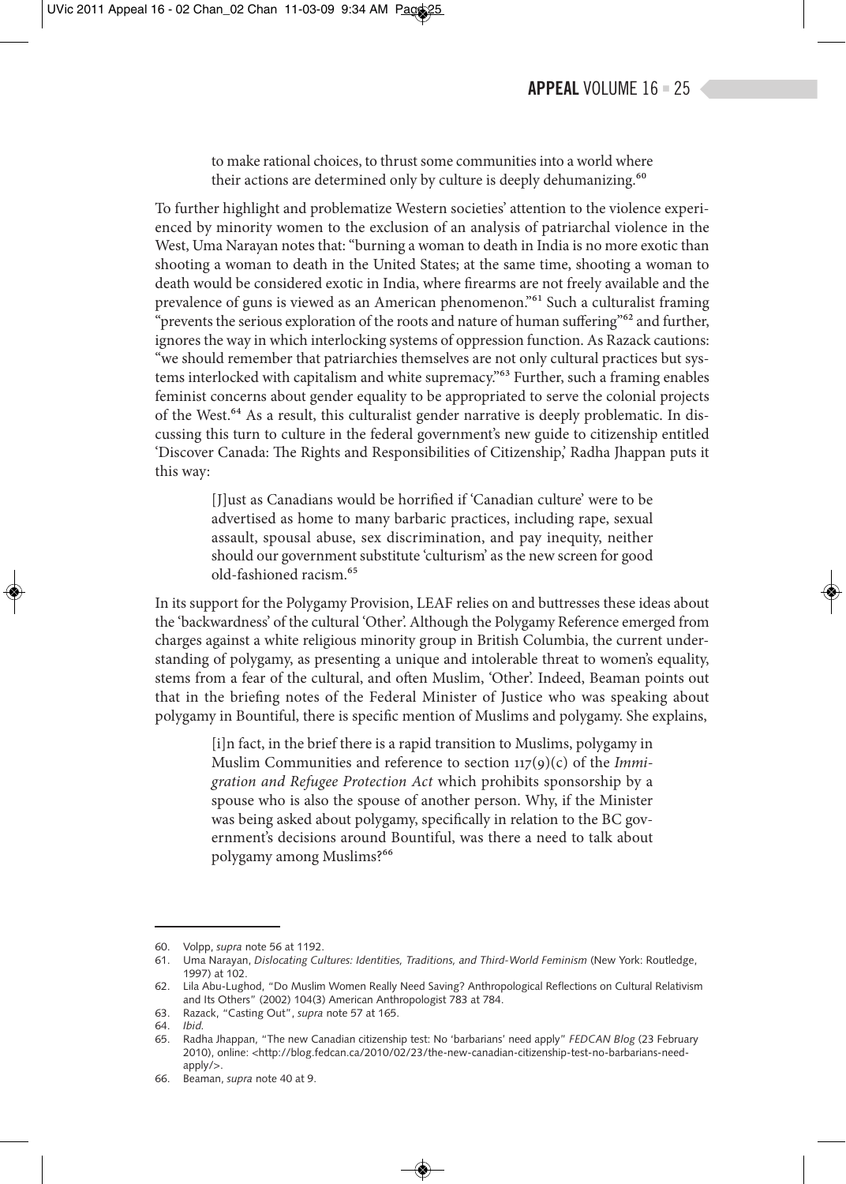> to make rational choices, to thrust some communities into a world where their actions are determined only by culture is deeply dehumanizing.[60]

To further highlight and problematize Western societies' attention to the violence experienced by minority women to the exclusion of an analysis of patriarchal violence in the West, Uma Narayan notes that: "burning a woman to death in India is no more exotic than shooting a woman to death in the United States; at the same time, shooting a woman to death would be considered exotic in India, where firearms are not freely available and the prevalence of guns is viewed as an American phenomenon."[61] Such a culturalist framing "prevents the serious exploration of the roots and nature of human suffering"[62] and further, ignores the way in which interlocking systems of oppression function. As Razack cautions: "we should remember that patriarchies themselves are not only cultural practices but systems interlocked with capitalism and white supremacy."[63] Further, such a framing enables feminist concerns about gender equality to be appropriated to serve the colonial projects of the West.[64] As a result, this culturalist gender narrative is deeply problematic. In discussing this turn to culture in the federal government's new guide to citizenship entitled 'Discover Canada: The Rights and Responsibilities of Citizenship,' Radha Jhappan puts it this way:

> [J]ust as Canadians would be horrified if 'Canadian culture' were to be advertised as home to many barbaric practices, including rape, sexual assault, spousal abuse, sex discrimination, and pay inequity, neither should our government substitute 'culturism' as the new screen for good old-fashioned racism.[65]

In its support for the Polygamy Provision, LEAF relies on and buttresses these ideas about the 'backwardness' of the cultural 'Other'. Although the Polygamy Reference emerged from charges against a white religious minority group in British Columbia, the current understanding of polygamy, as presenting a unique and intolerable threat to women's equality, stems from a fear of the cultural, and often Muslim, 'Other'. Indeed, Beaman points out that in the briefing notes of the Federal Minister of Justice who was speaking about polygamy in Bountiful, there is specific mention of Muslims and polygamy. She explains,

> [i]n fact, in the brief there is a rapid transition to Muslims, polygamy in Muslim Communities and reference to section 117(9)(c) of the *Immigration and Refugee Protection Act* which prohibits sponsorship by a spouse who is also the spouse of another person. Why, if the Minister was being asked about polygamy, specifically in relation to the BC government's decisions around Bountiful, was there a need to talk about polygamy among Muslims?[66]

---

60. Volpp, *supra* note 56 at 1192.
61. Uma Narayan, *Dislocating Cultures: Identities, Traditions, and Third-World Feminism* (New York: Routledge, 1997) at 102.
62. Lila Abu-Lughod, "Do Muslim Women Really Need Saving? Anthropological Reflections on Cultural Relativism and Its Others" (2002) 104(3) American Anthropologist 783 at 784.
63. Razack, "Casting Out", *supra* note 57 at 165.
64. *Ibid.*
65. Radha Jhappan, "The new Canadian citizenship test: No 'barbarians' need apply" *FEDCAN Blog* (23 February 2010), online: <http://blog.fedcan.ca/2010/02/23/the-new-canadian-citizenship-test-no-barbarians-need-apply/>.
66. Beaman, *supra* note 40 at 9.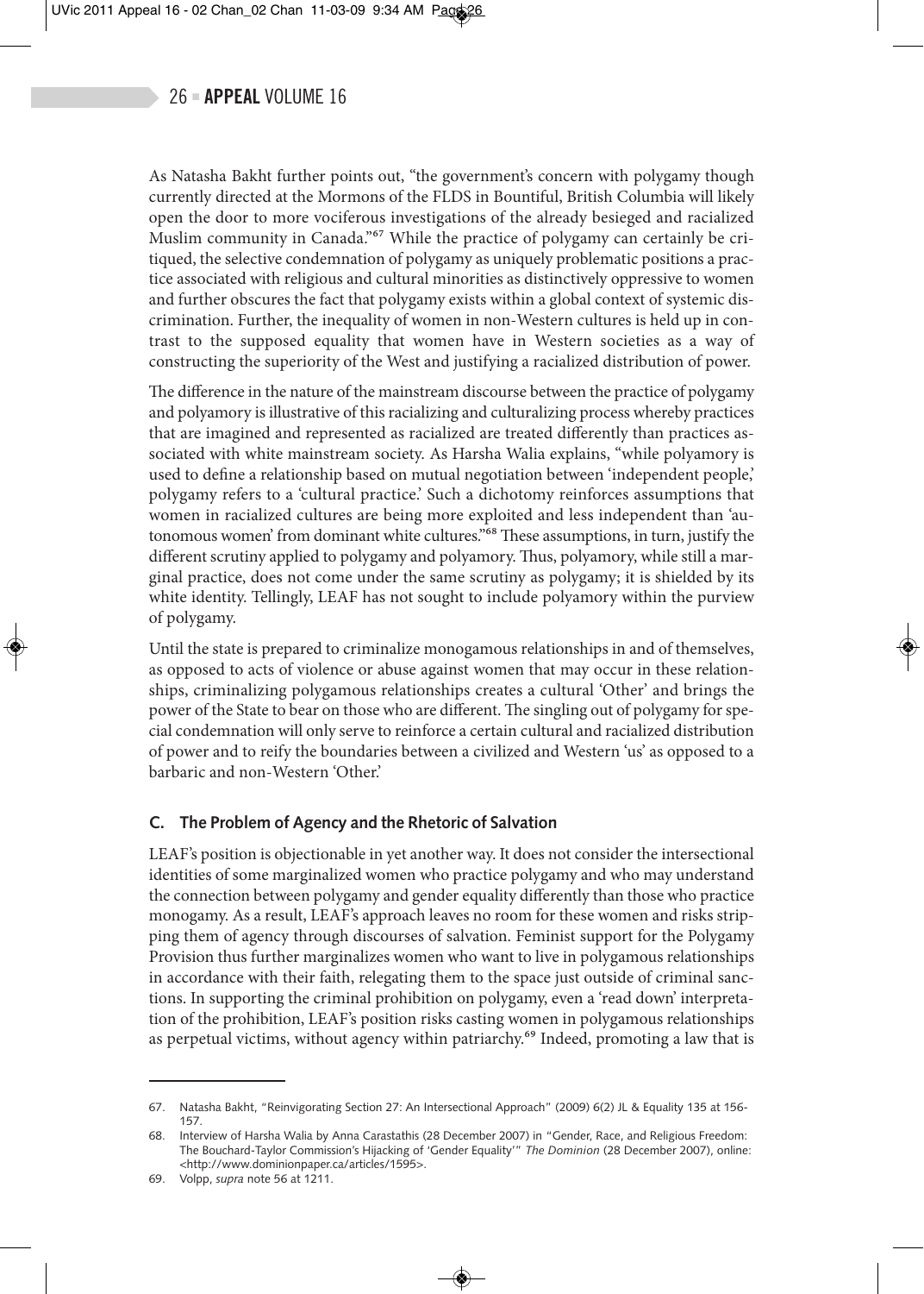As Natasha Bakht further points out, "the government's concern with polygamy though currently directed at the Mormons of the FLDS in Bountiful, British Columbia will likely open the door to more vociferous investigations of the already besieged and racialized Muslim community in Canada."[67] While the practice of polygamy can certainly be critiqued, the selective condemnation of polygamy as uniquely problematic positions a practice associated with religious and cultural minorities as distinctively oppressive to women and further obscures the fact that polygamy exists within a global context of systemic discrimination. Further, the inequality of women in non-Western cultures is held up in contrast to the supposed equality that women have in Western societies as a way of constructing the superiority of the West and justifying a racialized distribution of power.

The difference in the nature of the mainstream discourse between the practice of polygamy and polyamory is illustrative of this racializing and culturalizing process whereby practices that are imagined and represented as racialized are treated differently than practices associated with white mainstream society. As Harsha Walia explains, "while polyamory is used to define a relationship based on mutual negotiation between 'independent people,' polygamy refers to a 'cultural practice.' Such a dichotomy reinforces assumptions that women in racialized cultures are being more exploited and less independent than 'autonomous women' from dominant white cultures."[68] These assumptions, in turn, justify the different scrutiny applied to polygamy and polyamory. Thus, polyamory, while still a marginal practice, does not come under the same scrutiny as polygamy; it is shielded by its white identity. Tellingly, LEAF has not sought to include polyamory within the purview of polygamy.

Until the state is prepared to criminalize monogamous relationships in and of themselves, as opposed to acts of violence or abuse against women that may occur in these relationships, criminalizing polygamous relationships creates a cultural 'Other' and brings the power of the State to bear on those who are different. The singling out of polygamy for special condemnation will only serve to reinforce a certain cultural and racialized distribution of power and to reify the boundaries between a civilized and Western 'us' as opposed to a barbaric and non-Western 'Other.'

### C. The Problem of Agency and the Rhetoric of Salvation

LEAF's position is objectionable in yet another way. It does not consider the intersectional identities of some marginalized women who practice polygamy and who may understand the connection between polygamy and gender equality differently than those who practice monogamy. As a result, LEAF's approach leaves no room for these women and risks stripping them of agency through discourses of salvation. Feminist support for the Polygamy Provision thus further marginalizes women who want to live in polygamous relationships in accordance with their faith, relegating them to the space just outside of criminal sanctions. In supporting the criminal prohibition on polygamy, even a 'read down' interpretation of the prohibition, LEAF's position risks casting women in polygamous relationships as perpetual victims, without agency within patriarchy.[69] Indeed, promoting a law that is

---

67. Natasha Bakht, "Reinvigorating Section 27: An Intersectional Approach" (2009) 6(2) JL & Equality 135 at 156-157.

68. Interview of Harsha Walia by Anna Carastathis (28 December 2007) in "Gender, Race, and Religious Freedom: The Bouchard-Taylor Commission's Hijacking of 'Gender Equality'" *The Dominion* (28 December 2007), online: <http://www.dominionpaper.ca/articles/1595>.

69. Volpp, *supra* note 56 at 1211.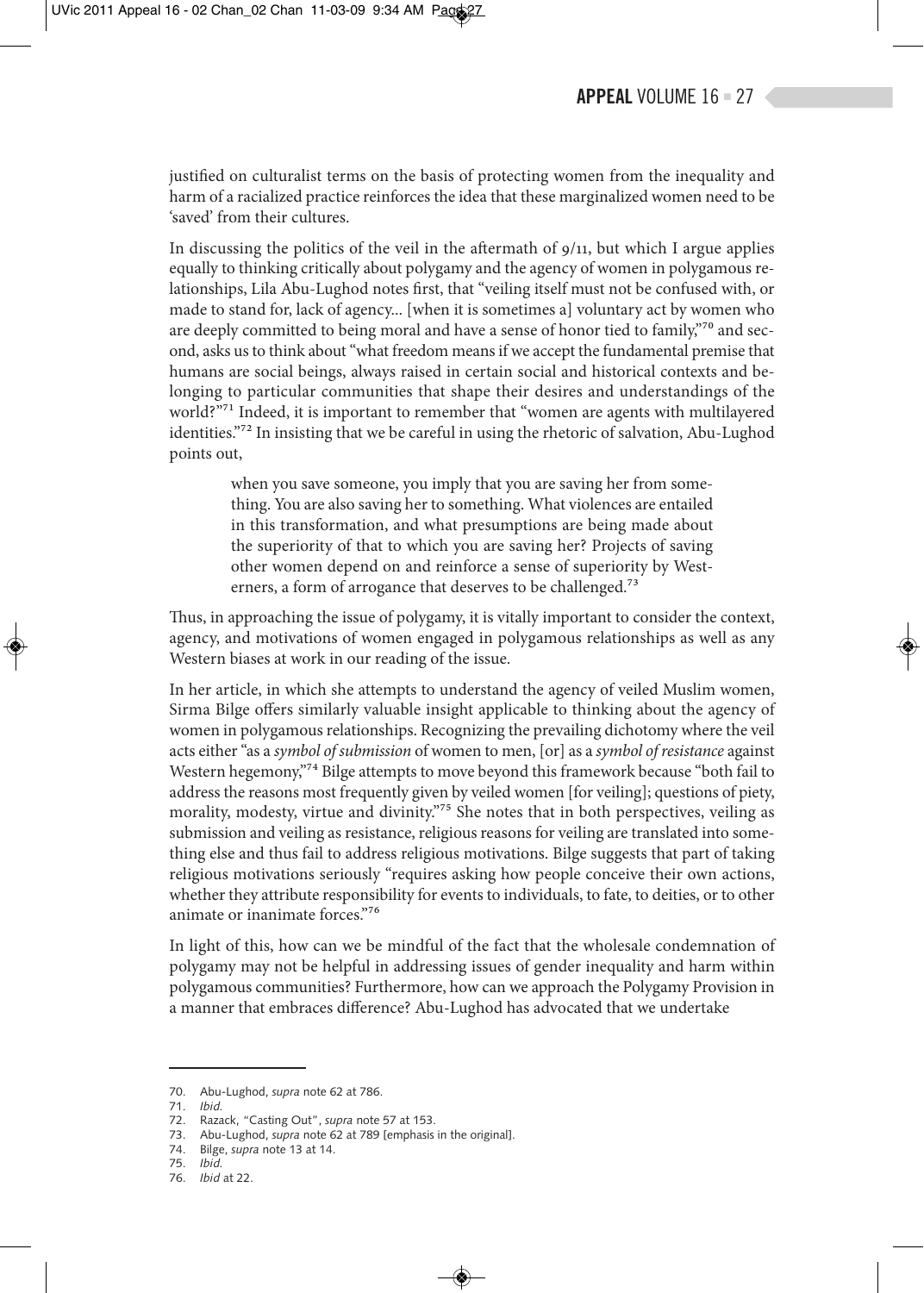justified on culturalist terms on the basis of protecting women from the inequality and harm of a racialized practice reinforces the idea that these marginalized women need to be 'saved' from their cultures.

In discussing the politics of the veil in the aftermath of 9/11, but which I argue applies equally to thinking critically about polygamy and the agency of women in polygamous relationships, Lila Abu-Lughod notes first, that "veiling itself must not be confused with, or made to stand for, lack of agency... [when it is sometimes a] voluntary act by women who are deeply committed to being moral and have a sense of honor tied to family,"[70] and second, asks us to think about "what freedom means if we accept the fundamental premise that humans are social beings, always raised in certain social and historical contexts and belonging to particular communities that shape their desires and understandings of the world?"[71] Indeed, it is important to remember that "women are agents with multilayered identities."[72] In insisting that we be careful in using the rhetoric of salvation, Abu-Lughod points out,

> when you save someone, you imply that you are saving her from something. You are also saving her to something. What violences are entailed in this transformation, and what presumptions are being made about the superiority of that to which you are saving her? Projects of saving other women depend on and reinforce a sense of superiority by Westerners, a form of arrogance that deserves to be challenged.[73]

Thus, in approaching the issue of polygamy, it is vitally important to consider the context, agency, and motivations of women engaged in polygamous relationships as well as any Western biases at work in our reading of the issue.

In her article, in which she attempts to understand the agency of veiled Muslim women, Sirma Bilge offers similarly valuable insight applicable to thinking about the agency of women in polygamous relationships. Recognizing the prevailing dichotomy where the veil acts either "as a *symbol of submission* of women to men, [or] as a *symbol of resistance* against Western hegemony,"[74] Bilge attempts to move beyond this framework because "both fail to address the reasons most frequently given by veiled women [for veiling]; questions of piety, morality, modesty, virtue and divinity."[75] She notes that in both perspectives, veiling as submission and veiling as resistance, religious reasons for veiling are translated into something else and thus fail to address religious motivations. Bilge suggests that part of taking religious motivations seriously "requires asking how people conceive their own actions, whether they attribute responsibility for events to individuals, to fate, to deities, or to other animate or inanimate forces."[76]

In light of this, how can we be mindful of the fact that the wholesale condemnation of polygamy may not be helpful in addressing issues of gender inequality and harm within polygamous communities? Furthermore, how can we approach the Polygamy Provision in a manner that embraces difference? Abu-Lughod has advocated that we undertake

---

70. Abu-Lughod, *supra* note 62 at 786.
71. *Ibid.*
72. Razack, "Casting Out", *supra* note 57 at 153.
73. Abu-Lughod, *supra* note 62 at 789 [emphasis in the original].
74. Bilge, *supra* note 13 at 14.
75. *Ibid.*
76. *Ibid* at 22.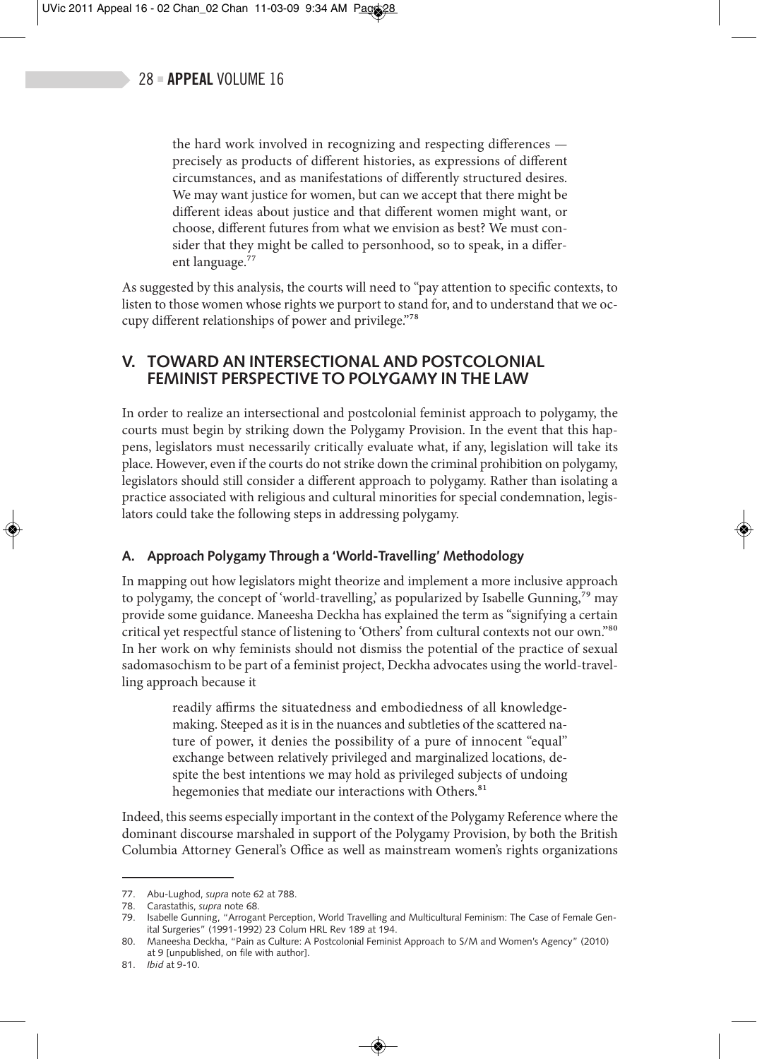> the hard work involved in recognizing and respecting differences — precisely as products of different histories, as expressions of different circumstances, and as manifestations of differently structured desires. We may want justice for women, but can we accept that there might be different ideas about justice and that different women might want, or choose, different futures from what we envision as best? We must consider that they might be called to personhood, so to speak, in a different language.[77]

As suggested by this analysis, the courts will need to "pay attention to specific contexts, to listen to those women whose rights we purport to stand for, and to understand that we occupy different relationships of power and privilege."[78]

## V. TOWARD AN INTERSECTIONAL AND POSTCOLONIAL FEMINIST PERSPECTIVE TO POLYGAMY IN THE LAW

In order to realize an intersectional and postcolonial feminist approach to polygamy, the courts must begin by striking down the Polygamy Provision. In the event that this happens, legislators must necessarily critically evaluate what, if any, legislation will take its place. However, even if the courts do not strike down the criminal prohibition on polygamy, legislators should still consider a different approach to polygamy. Rather than isolating a practice associated with religious and cultural minorities for special condemnation, legislators could take the following steps in addressing polygamy.

### A. Approach Polygamy Through a 'World-Travelling' Methodology

In mapping out how legislators might theorize and implement a more inclusive approach to polygamy, the concept of 'world-travelling,' as popularized by Isabelle Gunning,[79] may provide some guidance. Maneesha Deckha has explained the term as "signifying a certain critical yet respectful stance of listening to 'Others' from cultural contexts not our own."[80] In her work on why feminists should not dismiss the potential of the practice of sexual sadomasochism to be part of a feminist project, Deckha advocates using the world-travelling approach because it

> readily affirms the situatedness and embodiedness of all knowledge-making. Steeped as it is in the nuances and subtleties of the scattered nature of power, it denies the possibility of a pure of innocent "equal" exchange between relatively privileged and marginalized locations, despite the best intentions we may hold as privileged subjects of undoing hegemonies that mediate our interactions with Others.[81]

Indeed, this seems especially important in the context of the Polygamy Reference where the dominant discourse marshaled in support of the Polygamy Provision, by both the British Columbia Attorney General's Office as well as mainstream women's rights organizations

---

77. Abu-Lughod, *supra* note 62 at 788.

78. Carastathis, *supra* note 68.

79. Isabelle Gunning, "Arrogant Perception, World Travelling and Multicultural Feminism: The Case of Female Genital Surgeries" (1991-1992) 23 Colum HRL Rev 189 at 194.

80. Maneesha Deckha, "Pain as Culture: A Postcolonial Feminist Approach to S/M and Women's Agency" (2010) at 9 [unpublished, on file with author].

81. *Ibid* at 9-10.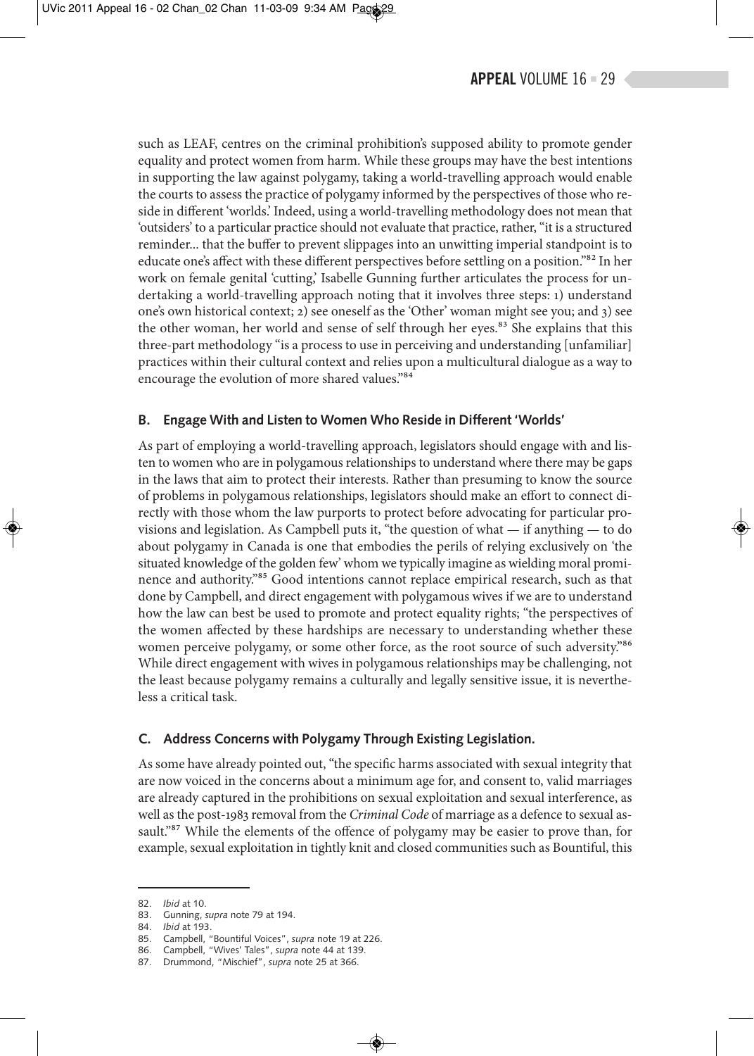such as LEAF, centres on the criminal prohibition's supposed ability to promote gender equality and protect women from harm. While these groups may have the best intentions in supporting the law against polygamy, taking a world-travelling approach would enable the courts to assess the practice of polygamy informed by the perspectives of those who reside in different 'worlds.' Indeed, using a world-travelling methodology does not mean that 'outsiders' to a particular practice should not evaluate that practice, rather, "it is a structured reminder... that the buffer to prevent slippages into an unwitting imperial standpoint is to educate one's affect with these different perspectives before settling on a position."[82] In her work on female genital 'cutting,' Isabelle Gunning further articulates the process for undertaking a world-travelling approach noting that it involves three steps: 1) understand one's own historical context; 2) see oneself as the 'Other' woman might see you; and 3) see the other woman, her world and sense of self through her eyes.[83] She explains that this three-part methodology "is a process to use in perceiving and understanding [unfamiliar] practices within their cultural context and relies upon a multicultural dialogue as a way to encourage the evolution of more shared values."[84]

### B. Engage With and Listen to Women Who Reside in Different 'Worlds'

As part of employing a world-travelling approach, legislators should engage with and listen to women who are in polygamous relationships to understand where there may be gaps in the laws that aim to protect their interests. Rather than presuming to know the source of problems in polygamous relationships, legislators should make an effort to connect directly with those whom the law purports to protect before advocating for particular provisions and legislation. As Campbell puts it, "the question of what — if anything — to do about polygamy in Canada is one that embodies the perils of relying exclusively on 'the situated knowledge of the golden few' whom we typically imagine as wielding moral prominence and authority."[85] Good intentions cannot replace empirical research, such as that done by Campbell, and direct engagement with polygamous wives if we are to understand how the law can best be used to promote and protect equality rights; "the perspectives of the women affected by these hardships are necessary to understanding whether these women perceive polygamy, or some other force, as the root source of such adversity."[86] While direct engagement with wives in polygamous relationships may be challenging, not the least because polygamy remains a culturally and legally sensitive issue, it is nevertheless a critical task.

### C. Address Concerns with Polygamy Through Existing Legislation.

As some have already pointed out, "the specific harms associated with sexual integrity that are now voiced in the concerns about a minimum age for, and consent to, valid marriages are already captured in the prohibitions on sexual exploitation and sexual interference, as well as the post-1983 removal from the *Criminal Code* of marriage as a defence to sexual assault."[87] While the elements of the offence of polygamy may be easier to prove than, for example, sexual exploitation in tightly knit and closed communities such as Bountiful, this

---

82. *Ibid* at 10.
83. Gunning, *supra* note 79 at 194.
84. *Ibid* at 193.
85. Campbell, "Bountiful Voices", *supra* note 19 at 226.
86. Campbell, "Wives' Tales", *supra* note 44 at 139.
87. Drummond, "Mischief", *supra* note 25 at 366.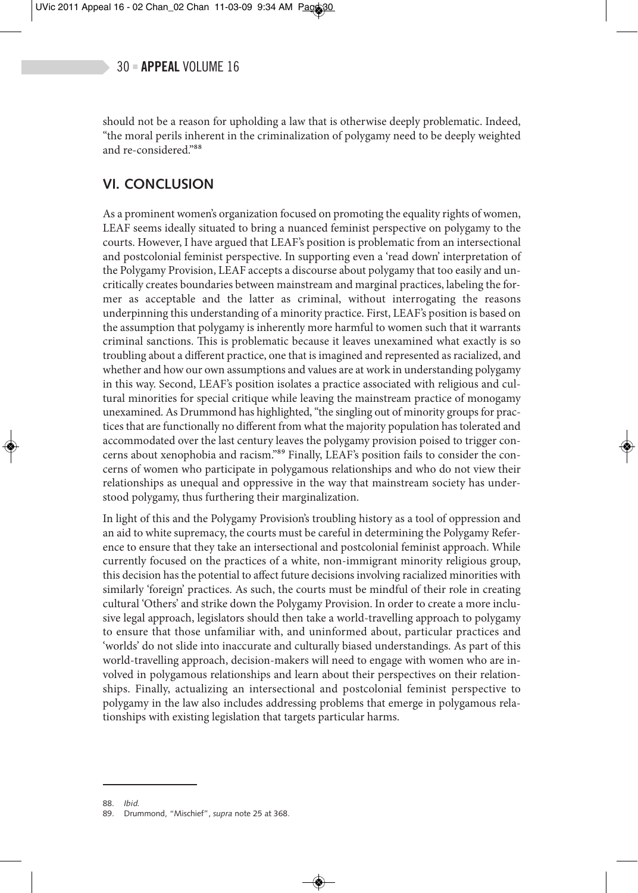should not be a reason for upholding a law that is otherwise deeply problematic. Indeed, "the moral perils inherent in the criminalization of polygamy need to be deeply weighted and re-considered."[88]

## VI. CONCLUSION

As a prominent women's organization focused on promoting the equality rights of women, LEAF seems ideally situated to bring a nuanced feminist perspective on polygamy to the courts. However, I have argued that LEAF's position is problematic from an intersectional and postcolonial feminist perspective. In supporting even a 'read down' interpretation of the Polygamy Provision, LEAF accepts a discourse about polygamy that too easily and uncritically creates boundaries between mainstream and marginal practices, labeling the former as acceptable and the latter as criminal, without interrogating the reasons underpinning this understanding of a minority practice. First, LEAF's position is based on the assumption that polygamy is inherently more harmful to women such that it warrants criminal sanctions. This is problematic because it leaves unexamined what exactly is so troubling about a different practice, one that is imagined and represented as racialized, and whether and how our own assumptions and values are at work in understanding polygamy in this way. Second, LEAF's position isolates a practice associated with religious and cultural minorities for special critique while leaving the mainstream practice of monogamy unexamined. As Drummond has highlighted, "the singling out of minority groups for practices that are functionally no different from what the majority population has tolerated and accommodated over the last century leaves the polygamy provision poised to trigger concerns about xenophobia and racism."[89] Finally, LEAF's position fails to consider the concerns of women who participate in polygamous relationships and who do not view their relationships as unequal and oppressive in the way that mainstream society has understood polygamy, thus furthering their marginalization.

In light of this and the Polygamy Provision's troubling history as a tool of oppression and an aid to white supremacy, the courts must be careful in determining the Polygamy Reference to ensure that they take an intersectional and postcolonial feminist approach. While currently focused on the practices of a white, non-immigrant minority religious group, this decision has the potential to affect future decisions involving racialized minorities with similarly 'foreign' practices. As such, the courts must be mindful of their role in creating cultural 'Others' and strike down the Polygamy Provision. In order to create a more inclusive legal approach, legislators should then take a world-travelling approach to polygamy to ensure that those unfamiliar with, and uninformed about, particular practices and 'worlds' do not slide into inaccurate and culturally biased understandings. As part of this world-travelling approach, decision-makers will need to engage with women who are involved in polygamous relationships and learn about their perspectives on their relationships. Finally, actualizing an intersectional and postcolonial feminist perspective to polygamy in the law also includes addressing problems that emerge in polygamous relationships with existing legislation that targets particular harms.

---

88. *Ibid.*
89. Drummond, "Mischief", *supra* note 25 at 368.